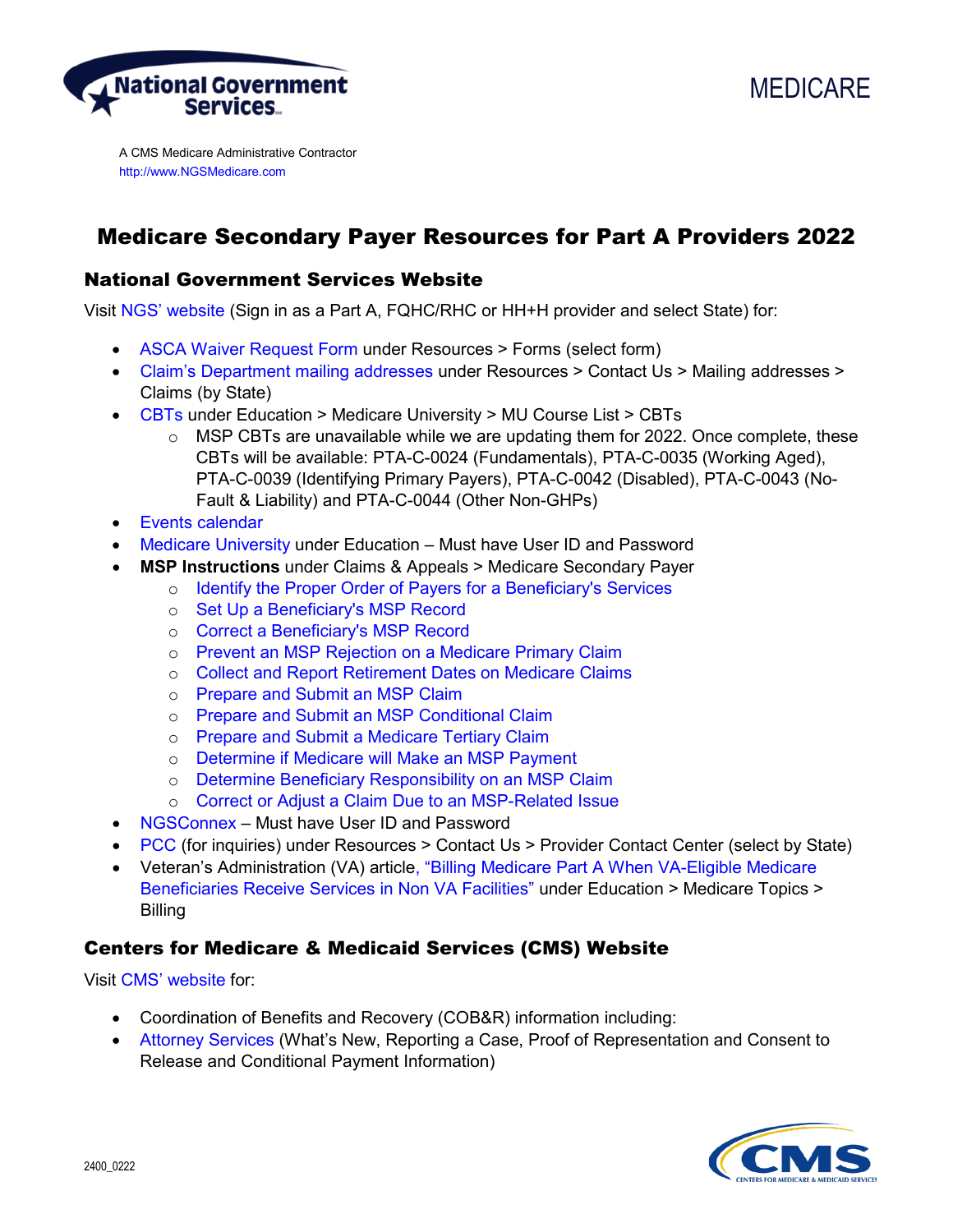National Government Services

MEDICARE

A CMS Medicare Administrative Contractor
http://www.NGSMedicare.com

# Medicare Secondary Payer Resources for Part A Providers 2022

## National Government Services Website

Visit NGS' website (Sign in as a Part A, FQHC/RHC or HH+H provider and select State) for:

- ASCA Waiver Request Form under Resources > Forms (select form)
- Claim's Department mailing addresses under Resources > Contact Us > Mailing addresses > Claims (by State)
- CBTs under Education > Medicare University > MU Course List > CBTs
  - MSP CBTs are unavailable while we are updating them for 2022. Once complete, these CBTs will be available: PTA-C-0024 (Fundamentals), PTA-C-0035 (Working Aged), PTA-C-0039 (Identifying Primary Payers), PTA-C-0042 (Disabled), PTA-C-0043 (No-Fault & Liability) and PTA-C-0044 (Other Non-GHPs)
- Events calendar
- Medicare University under Education – Must have User ID and Password
- **MSP Instructions** under Claims & Appeals > Medicare Secondary Payer
  - Identify the Proper Order of Payers for a Beneficiary's Services
  - Set Up a Beneficiary's MSP Record
  - Correct a Beneficiary's MSP Record
  - Prevent an MSP Rejection on a Medicare Primary Claim
  - Collect and Report Retirement Dates on Medicare Claims
  - Prepare and Submit an MSP Claim
  - Prepare and Submit an MSP Conditional Claim
  - Prepare and Submit a Medicare Tertiary Claim
  - Determine if Medicare will Make an MSP Payment
  - Determine Beneficiary Responsibility on an MSP Claim
  - Correct or Adjust a Claim Due to an MSP-Related Issue
- NGSConnex – Must have User ID and Password
- PCC (for inquiries) under Resources > Contact Us > Provider Contact Center (select by State)
- Veteran's Administration (VA) article, "Billing Medicare Part A When VA-Eligible Medicare Beneficiaries Receive Services in Non VA Facilities" under Education > Medicare Topics > Billing

## Centers for Medicare & Medicaid Services (CMS) Website

Visit CMS' website for:

- Coordination of Benefits and Recovery (COB&R) information including:
- Attorney Services (What's New, Reporting a Case, Proof of Representation and Consent to Release and Conditional Payment Information)

2400_0222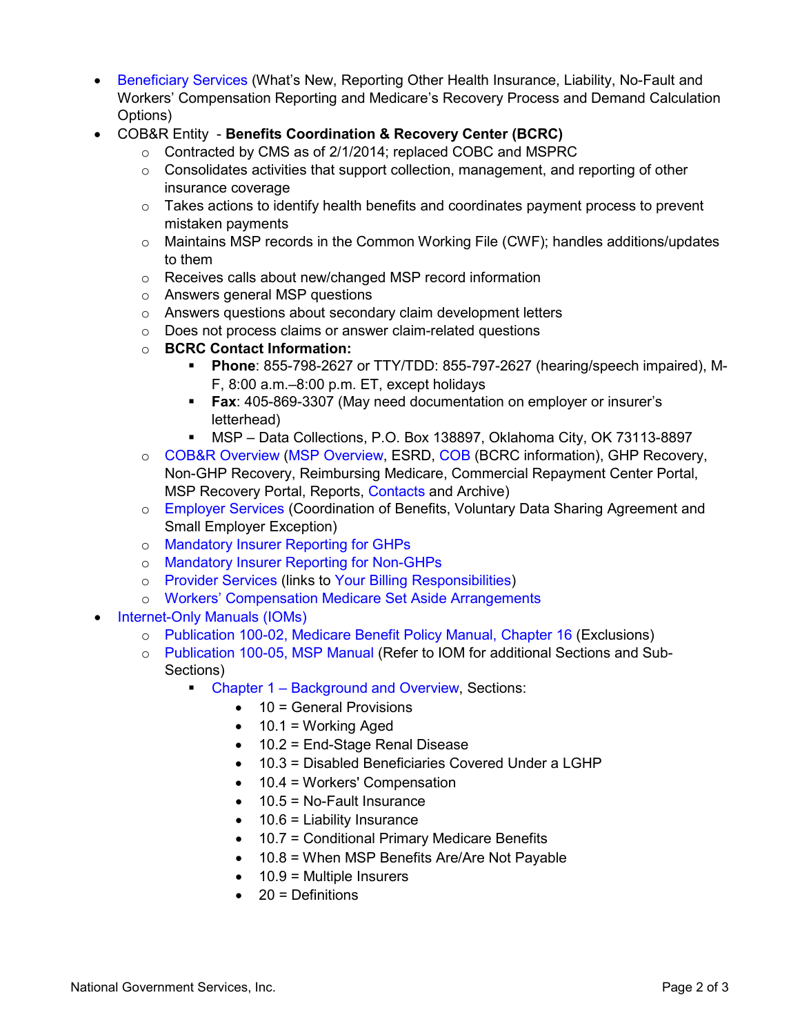- Beneficiary Services (What's New, Reporting Other Health Insurance, Liability, No-Fault and Workers' Compensation Reporting and Medicare's Recovery Process and Demand Calculation Options)
- COB&R Entity - **Benefits Coordination & Recovery Center (BCRC)**
  - Contracted by CMS as of 2/1/2014; replaced COBC and MSPRC
  - Consolidates activities that support collection, management, and reporting of other insurance coverage
  - Takes actions to identify health benefits and coordinates payment process to prevent mistaken payments
  - Maintains MSP records in the Common Working File (CWF); handles additions/updates to them
  - Receives calls about new/changed MSP record information
  - Answers general MSP questions
  - Answers questions about secondary claim development letters
  - Does not process claims or answer claim-related questions
  - **BCRC Contact Information:**
    - **Phone**: 855-798-2627 or TTY/TDD: 855-797-2627 (hearing/speech impaired), M-F, 8:00 a.m.–8:00 p.m. ET, except holidays
    - **Fax**: 405-869-3307 (May need documentation on employer or insurer's letterhead)
    - MSP – Data Collections, P.O. Box 138897, Oklahoma City, OK 73113-8897
  - COB&R Overview (MSP Overview, ESRD, COB (BCRC information), GHP Recovery, Non-GHP Recovery, Reimbursing Medicare, Commercial Repayment Center Portal, MSP Recovery Portal, Reports, Contacts and Archive)
  - Employer Services (Coordination of Benefits, Voluntary Data Sharing Agreement and Small Employer Exception)
  - Mandatory Insurer Reporting for GHPs
  - Mandatory Insurer Reporting for Non-GHPs
  - Provider Services (links to Your Billing Responsibilities)
  - Workers' Compensation Medicare Set Aside Arrangements
- Internet-Only Manuals (IOMs)
  - Publication 100-02, Medicare Benefit Policy Manual, Chapter 16 (Exclusions)
  - Publication 100-05, MSP Manual (Refer to IOM for additional Sections and Sub-Sections)
    - Chapter 1 – Background and Overview, Sections:
      - 10 = General Provisions
      - 10.1 = Working Aged
      - 10.2 = End-Stage Renal Disease
      - 10.3 = Disabled Beneficiaries Covered Under a LGHP
      - 10.4 = Workers' Compensation
      - 10.5 = No-Fault Insurance
      - 10.6 = Liability Insurance
      - 10.7 = Conditional Primary Medicare Benefits
      - 10.8 = When MSP Benefits Are/Are Not Payable
      - 10.9 = Multiple Insurers
      - 20 = Definitions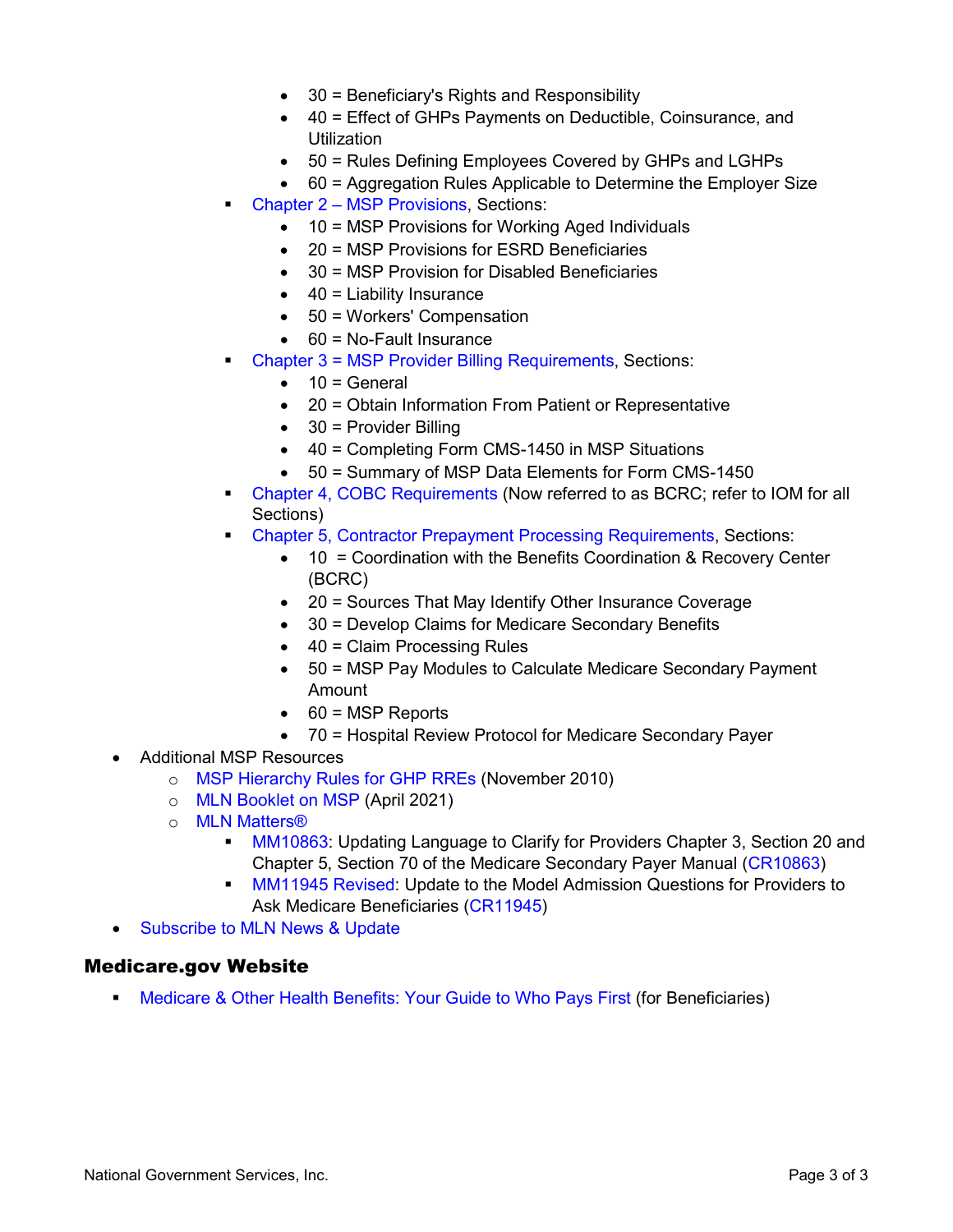- 30 = Beneficiary's Rights and Responsibility
        - 40 = Effect of GHPs Payments on Deductible, Coinsurance, and Utilization
        - 50 = Rules Defining Employees Covered by GHPs and LGHPs
        - 60 = Aggregation Rules Applicable to Determine the Employer Size
    - Chapter 2 – MSP Provisions, Sections:
        - 10 = MSP Provisions for Working Aged Individuals
        - 20 = MSP Provisions for ESRD Beneficiaries
        - 30 = MSP Provision for Disabled Beneficiaries
        - 40 = Liability Insurance
        - 50 = Workers' Compensation
        - 60 = No-Fault Insurance
    - Chapter 3 = MSP Provider Billing Requirements, Sections:
        - 10 = General
        - 20 = Obtain Information From Patient or Representative
        - 30 = Provider Billing
        - 40 = Completing Form CMS-1450 in MSP Situations
        - 50 = Summary of MSP Data Elements for Form CMS-1450
    - Chapter 4, COBC Requirements (Now referred to as BCRC; refer to IOM for all Sections)
    - Chapter 5, Contractor Prepayment Processing Requirements, Sections:
        - 10 = Coordination with the Benefits Coordination & Recovery Center (BCRC)
        - 20 = Sources That May Identify Other Insurance Coverage
        - 30 = Develop Claims for Medicare Secondary Benefits
        - 40 = Claim Processing Rules
        - 50 = MSP Pay Modules to Calculate Medicare Secondary Payment Amount
        - 60 = MSP Reports
        - 70 = Hospital Review Protocol for Medicare Secondary Payer
- Additional MSP Resources
    - MSP Hierarchy Rules for GHP RREs (November 2010)
    - MLN Booklet on MSP (April 2021)
    - MLN Matters®
        - MM10863: Updating Language to Clarify for Providers Chapter 3, Section 20 and Chapter 5, Section 70 of the Medicare Secondary Payer Manual (CR10863)
        - MM11945 Revised: Update to the Model Admission Questions for Providers to Ask Medicare Beneficiaries (CR11945)
- Subscribe to MLN News & Update

## Medicare.gov Website

- Medicare & Other Health Benefits: Your Guide to Who Pays First (for Beneficiaries)